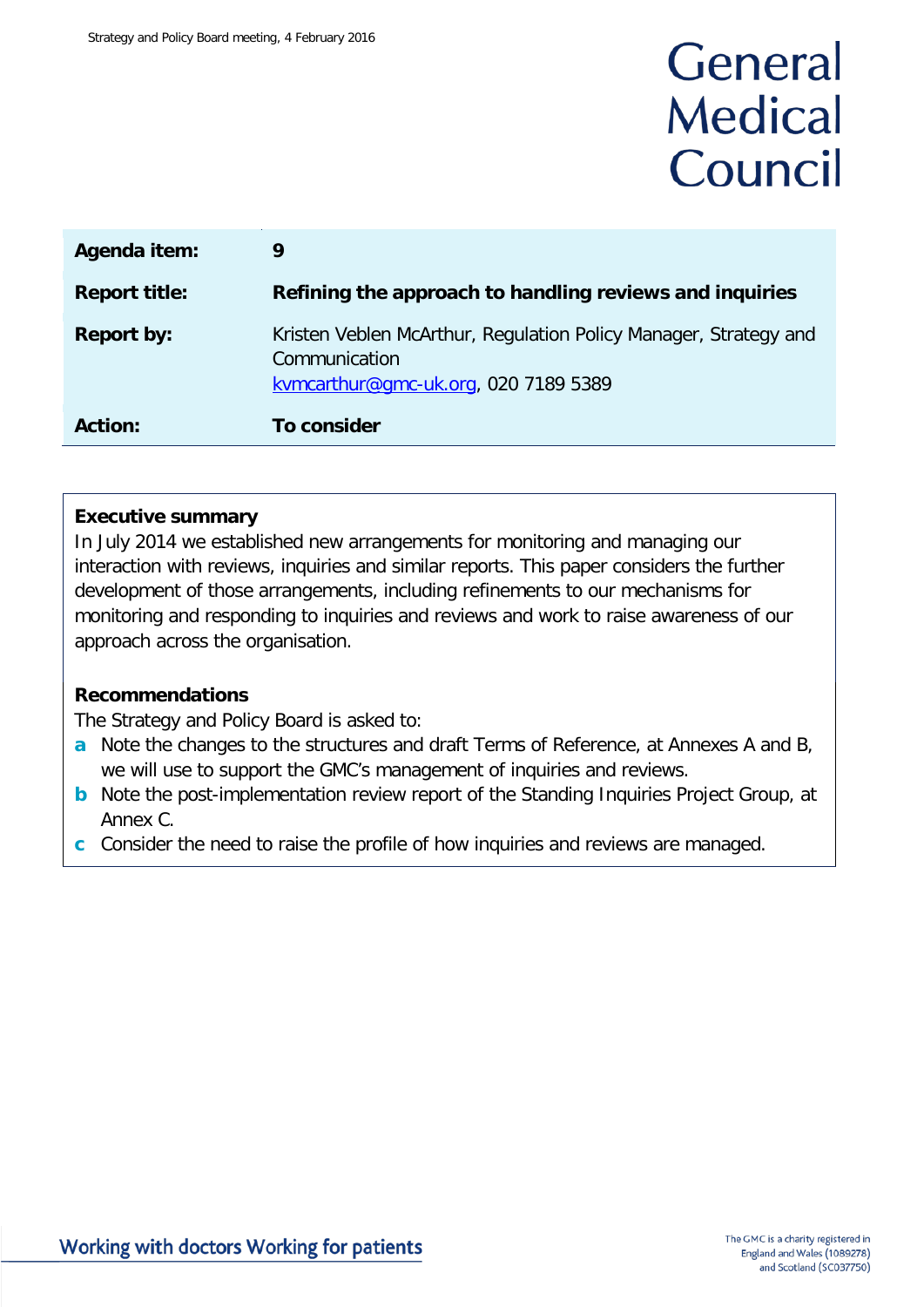General Medical Council

| | |
|---|---|
| **Agenda item:** | **9** |
| **Report title:** | **Refining the approach to handling reviews and inquiries** |
| **Report by:** | Kristen Veblen McArthur, Regulation Policy Manager, Strategy and Communication<br>kvmcarthur@gmc-uk.org, 020 7189 5389 |
| **Action:** | **To consider** |

**Executive summary**

In July 2014 we established new arrangements for monitoring and managing our interaction with reviews, inquiries and similar reports. This paper considers the further development of those arrangements, including refinements to our mechanisms for monitoring and responding to inquiries and reviews and work to raise awareness of our approach across the organisation.

**Recommendations**

The Strategy and Policy Board is asked to:

- **a** Note the changes to the structures and draft Terms of Reference, at Annexes A and B, we will use to support the GMC's management of inquiries and reviews.
- **b** Note the post-implementation review report of the Standing Inquiries Project Group, at Annex C.
- **c** Consider the need to raise the profile of how inquiries and reviews are managed.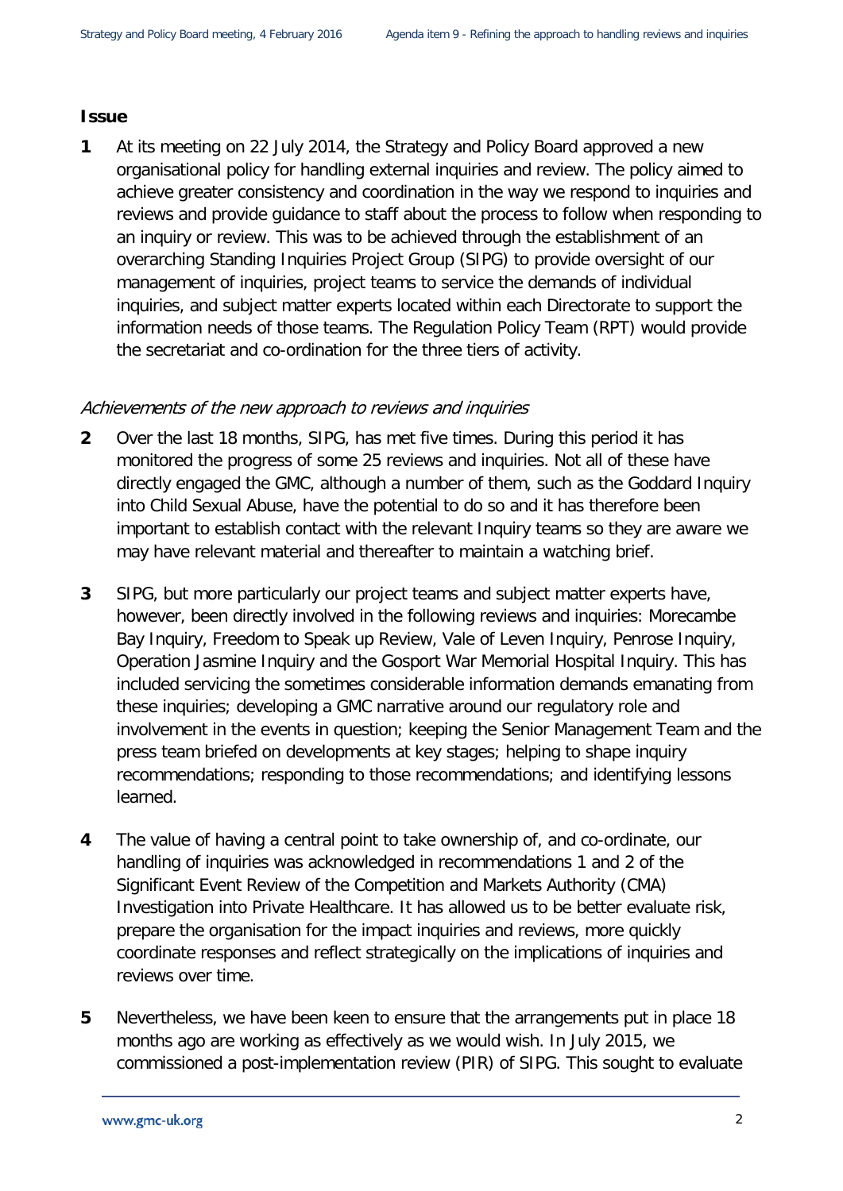## Issue

**1** At its meeting on 22 July 2014, the Strategy and Policy Board approved a new organisational policy for handling external inquiries and review. The policy aimed to achieve greater consistency and coordination in the way we respond to inquiries and reviews and provide guidance to staff about the process to follow when responding to an inquiry or review. This was to be achieved through the establishment of an overarching Standing Inquiries Project Group (SIPG) to provide oversight of our management of inquiries, project teams to service the demands of individual inquiries, and subject matter experts located within each Directorate to support the information needs of those teams. The Regulation Policy Team (RPT) would provide the secretariat and co-ordination for the three tiers of activity.

*Achievements of the new approach to reviews and inquiries*

**2** Over the last 18 months, SIPG, has met five times. During this period it has monitored the progress of some 25 reviews and inquiries. Not all of these have directly engaged the GMC, although a number of them, such as the Goddard Inquiry into Child Sexual Abuse, have the potential to do so and it has therefore been important to establish contact with the relevant Inquiry teams so they are aware we may have relevant material and thereafter to maintain a watching brief.

**3** SIPG, but more particularly our project teams and subject matter experts have, however, been directly involved in the following reviews and inquiries: Morecambe Bay Inquiry, Freedom to Speak up Review, Vale of Leven Inquiry, Penrose Inquiry, Operation Jasmine Inquiry and the Gosport War Memorial Hospital Inquiry. This has included servicing the sometimes considerable information demands emanating from these inquiries; developing a GMC narrative around our regulatory role and involvement in the events in question; keeping the Senior Management Team and the press team briefed on developments at key stages; helping to shape inquiry recommendations; responding to those recommendations; and identifying lessons learned.

**4** The value of having a central point to take ownership of, and co-ordinate, our handling of inquiries was acknowledged in recommendations 1 and 2 of the Significant Event Review of the Competition and Markets Authority (CMA) Investigation into Private Healthcare. It has allowed us to be better evaluate risk, prepare the organisation for the impact inquiries and reviews, more quickly coordinate responses and reflect strategically on the implications of inquiries and reviews over time.

**5** Nevertheless, we have been keen to ensure that the arrangements put in place 18 months ago are working as effectively as we would wish. In July 2015, we commissioned a post-implementation review (PIR) of SIPG. This sought to evaluate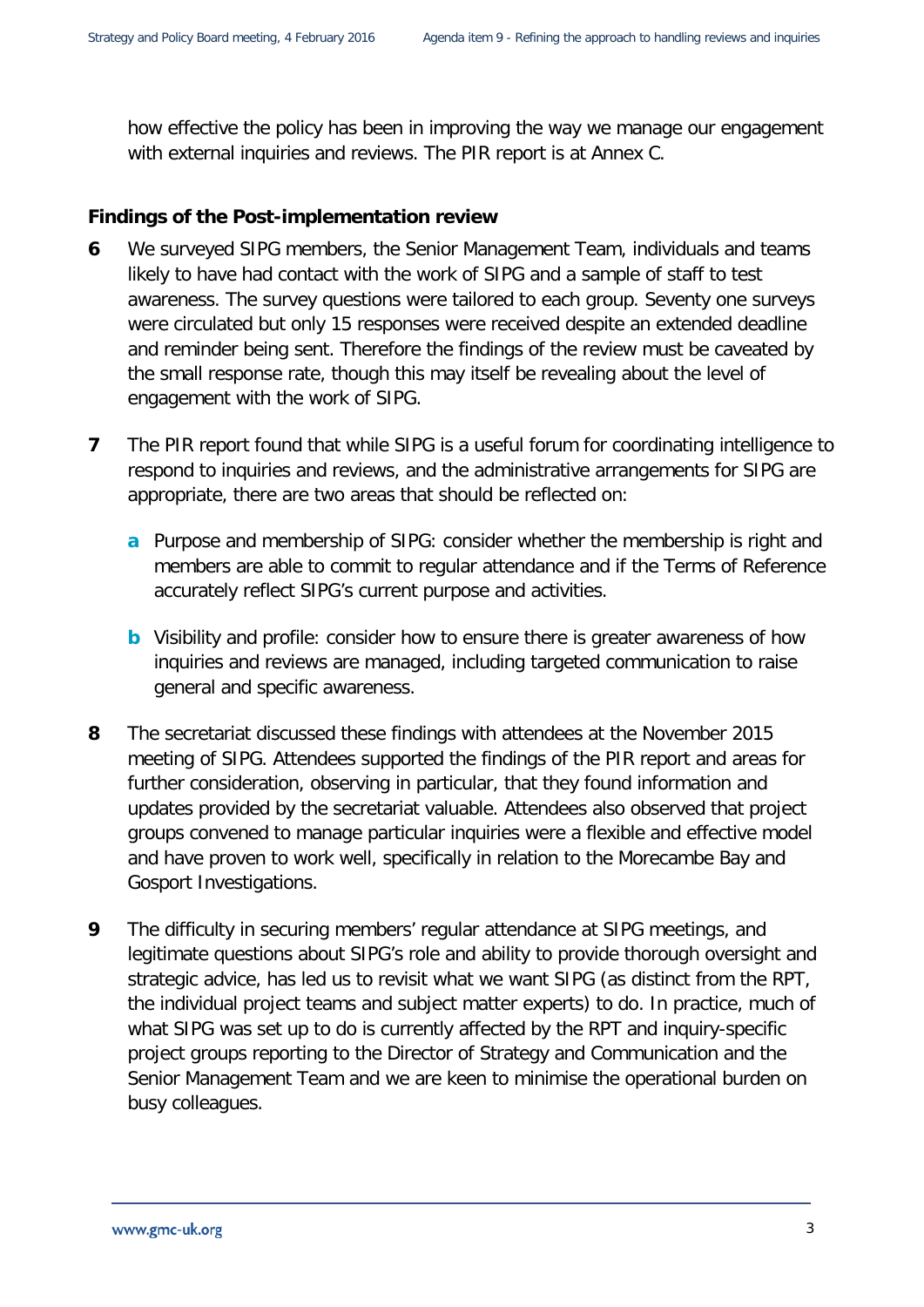how effective the policy has been in improving the way we manage our engagement with external inquiries and reviews. The PIR report is at Annex C.

### Findings of the Post-implementation review

**6** We surveyed SIPG members, the Senior Management Team, individuals and teams likely to have had contact with the work of SIPG and a sample of staff to test awareness. The survey questions were tailored to each group. Seventy one surveys were circulated but only 15 responses were received despite an extended deadline and reminder being sent. Therefore the findings of the review must be caveated by the small response rate, though this may itself be revealing about the level of engagement with the work of SIPG.

**7** The PIR report found that while SIPG is a useful forum for coordinating intelligence to respond to inquiries and reviews, and the administrative arrangements for SIPG are appropriate, there are two areas that should be reflected on:

- **a** Purpose and membership of SIPG: consider whether the membership is right and members are able to commit to regular attendance and if the Terms of Reference accurately reflect SIPG's current purpose and activities.

- **b** Visibility and profile: consider how to ensure there is greater awareness of how inquiries and reviews are managed, including targeted communication to raise general and specific awareness.

**8** The secretariat discussed these findings with attendees at the November 2015 meeting of SIPG. Attendees supported the findings of the PIR report and areas for further consideration, observing in particular, that they found information and updates provided by the secretariat valuable. Attendees also observed that project groups convened to manage particular inquiries were a flexible and effective model and have proven to work well, specifically in relation to the Morecambe Bay and Gosport Investigations.

**9** The difficulty in securing members' regular attendance at SIPG meetings, and legitimate questions about SIPG's role and ability to provide thorough oversight and strategic advice, has led us to revisit what we want SIPG (as distinct from the RPT, the individual project teams and subject matter experts) to do. In practice, much of what SIPG was set up to do is currently affected by the RPT and inquiry-specific project groups reporting to the Director of Strategy and Communication and the Senior Management Team and we are keen to minimise the operational burden on busy colleagues.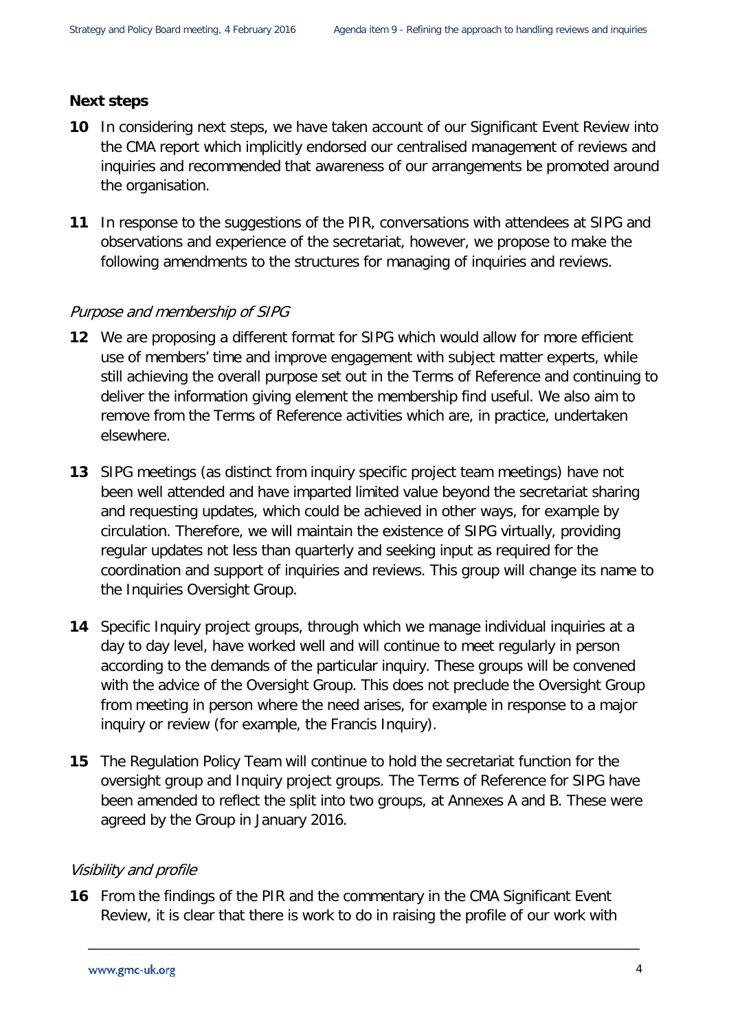### Next steps

**10** In considering next steps, we have taken account of our Significant Event Review into the CMA report which implicitly endorsed our centralised management of reviews and inquiries and recommended that awareness of our arrangements be promoted around the organisation.

**11** In response to the suggestions of the PIR, conversations with attendees at SIPG and observations and experience of the secretariat, however, we propose to make the following amendments to the structures for managing of inquiries and reviews.

*Purpose and membership of SIPG*

**12** We are proposing a different format for SIPG which would allow for more efficient use of members' time and improve engagement with subject matter experts, while still achieving the overall purpose set out in the Terms of Reference and continuing to deliver the information giving element the membership find useful. We also aim to remove from the Terms of Reference activities which are, in practice, undertaken elsewhere.

**13** SIPG meetings (as distinct from inquiry specific project team meetings) have not been well attended and have imparted limited value beyond the secretariat sharing and requesting updates, which could be achieved in other ways, for example by circulation. Therefore, we will maintain the existence of SIPG virtually, providing regular updates not less than quarterly and seeking input as required for the coordination and support of inquiries and reviews. This group will change its name to the Inquiries Oversight Group.

**14** Specific Inquiry project groups, through which we manage individual inquiries at a day to day level, have worked well and will continue to meet regularly in person according to the demands of the particular inquiry. These groups will be convened with the advice of the Oversight Group. This does not preclude the Oversight Group from meeting in person where the need arises, for example in response to a major inquiry or review (for example, the Francis Inquiry).

**15** The Regulation Policy Team will continue to hold the secretariat function for the oversight group and Inquiry project groups. The Terms of Reference for SIPG have been amended to reflect the split into two groups, at Annexes A and B. These were agreed by the Group in January 2016.

*Visibility and profile*

**16** From the findings of the PIR and the commentary in the CMA Significant Event Review, it is clear that there is work to do in raising the profile of our work with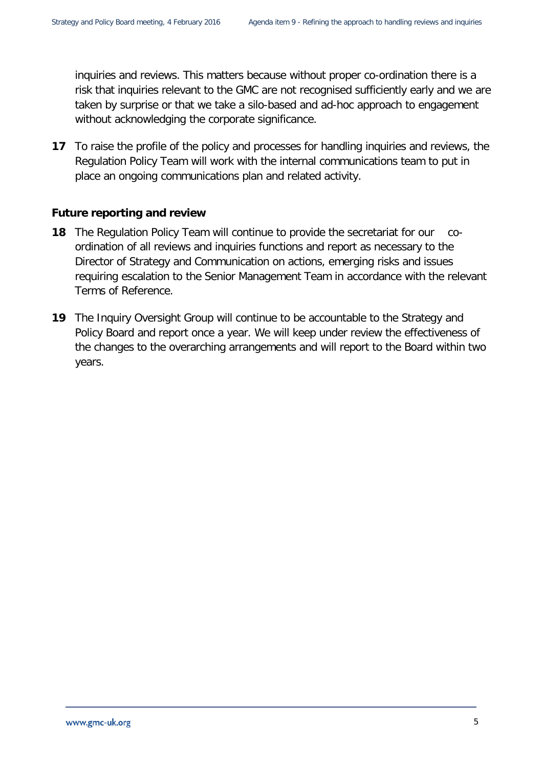inquiries and reviews. This matters because without proper co-ordination there is a risk that inquiries relevant to the GMC are not recognised sufficiently early and we are taken by surprise or that we take a silo-based and ad-hoc approach to engagement without acknowledging the corporate significance.

**17** To raise the profile of the policy and processes for handling inquiries and reviews, the Regulation Policy Team will work with the internal communications team to put in place an ongoing communications plan and related activity.

### Future reporting and review

**18** The Regulation Policy Team will continue to provide the secretariat for our co-ordination of all reviews and inquiries functions and report as necessary to the Director of Strategy and Communication on actions, emerging risks and issues requiring escalation to the Senior Management Team in accordance with the relevant Terms of Reference.

**19** The Inquiry Oversight Group will continue to be accountable to the Strategy and Policy Board and report once a year. We will keep under review the effectiveness of the changes to the overarching arrangements and will report to the Board within two years.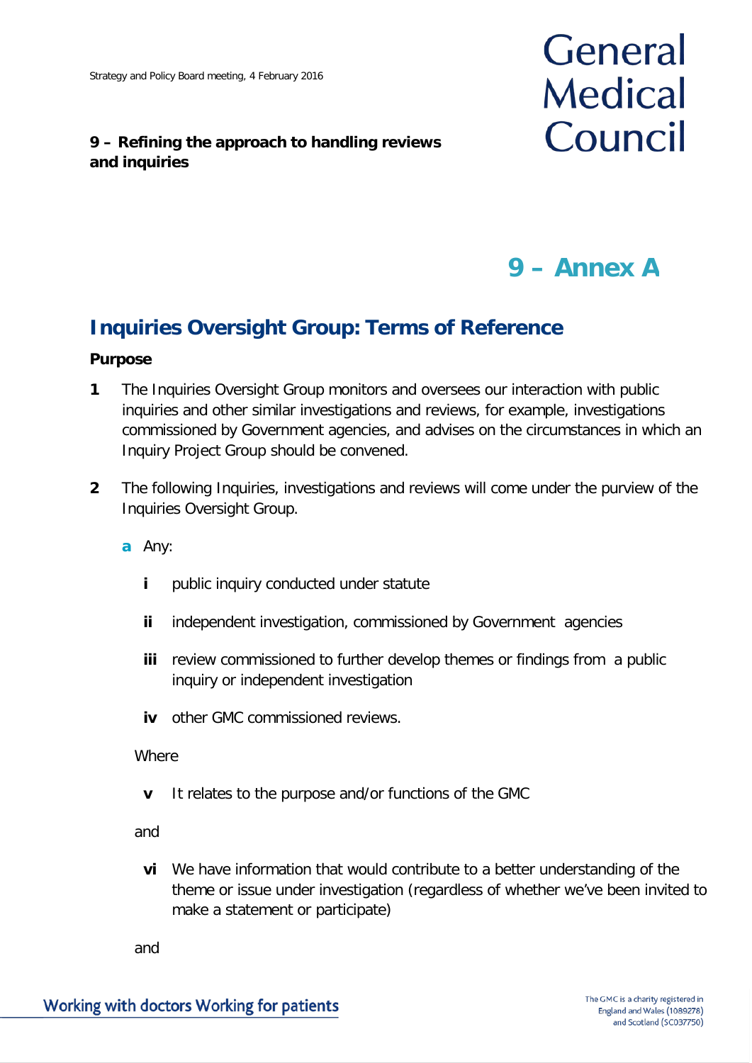**9 – Refining the approach to handling reviews and inquiries**

# 9 – Annex A

## Inquiries Oversight Group: Terms of Reference

### Purpose

**1** The Inquiries Oversight Group monitors and oversees our interaction with public inquiries and other similar investigations and reviews, for example, investigations commissioned by Government agencies, and advises on the circumstances in which an Inquiry Project Group should be convened.

**2** The following Inquiries, investigations and reviews will come under the purview of the Inquiries Oversight Group.

**a** Any:

- **i** public inquiry conducted under statute
- **ii** independent investigation, commissioned by Government agencies
- **iii** review commissioned to further develop themes or findings from a public inquiry or independent investigation
- **iv** other GMC commissioned reviews.

Where

- **v** It relates to the purpose and/or functions of the GMC

and

- **vi** We have information that would contribute to a better understanding of the theme or issue under investigation (regardless of whether we've been invited to make a statement or participate)

and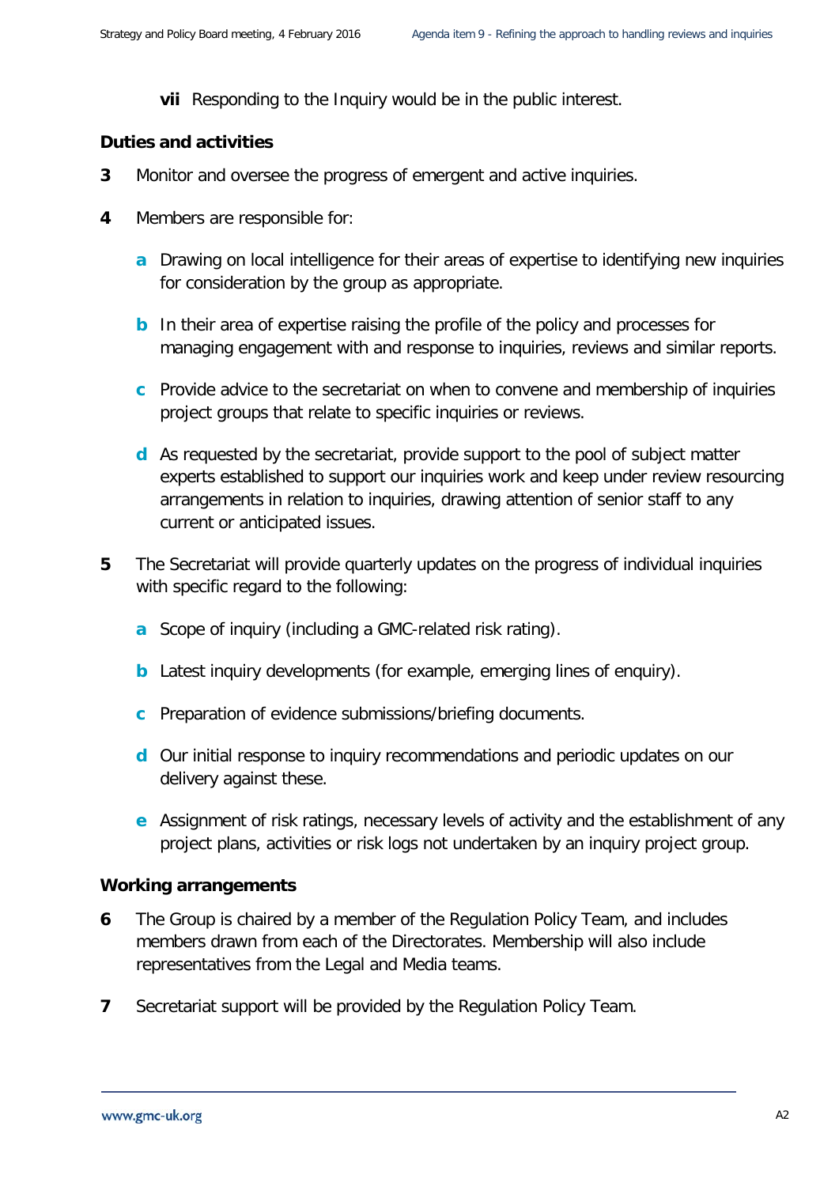**vii** Responding to the Inquiry would be in the public interest.

**Duties and activities**

**3** Monitor and oversee the progress of emergent and active inquiries.

**4** Members are responsible for:

- **a** Drawing on local intelligence for their areas of expertise to identifying new inquiries for consideration by the group as appropriate.
- **b** In their area of expertise raising the profile of the policy and processes for managing engagement with and response to inquiries, reviews and similar reports.
- **c** Provide advice to the secretariat on when to convene and membership of inquiries project groups that relate to specific inquiries or reviews.
- **d** As requested by the secretariat, provide support to the pool of subject matter experts established to support our inquiries work and keep under review resourcing arrangements in relation to inquiries, drawing attention of senior staff to any current or anticipated issues.

**5** The Secretariat will provide quarterly updates on the progress of individual inquiries with specific regard to the following:

- **a** Scope of inquiry (including a GMC-related risk rating).
- **b** Latest inquiry developments (for example, emerging lines of enquiry).
- **c** Preparation of evidence submissions/briefing documents.
- **d** Our initial response to inquiry recommendations and periodic updates on our delivery against these.
- **e** Assignment of risk ratings, necessary levels of activity and the establishment of any project plans, activities or risk logs not undertaken by an inquiry project group.

**Working arrangements**

**6** The Group is chaired by a member of the Regulation Policy Team, and includes members drawn from each of the Directorates. Membership will also include representatives from the Legal and Media teams.

**7** Secretariat support will be provided by the Regulation Policy Team.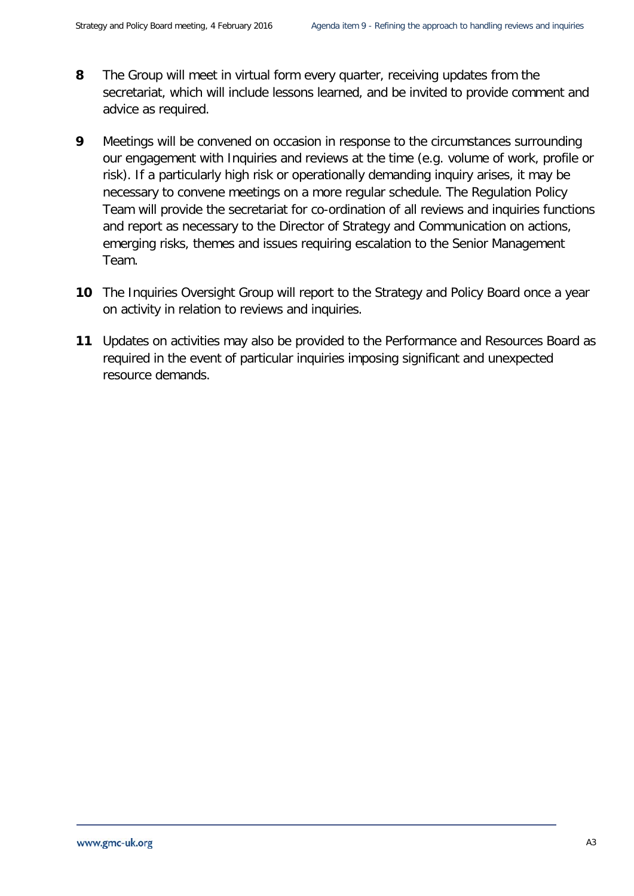**8** The Group will meet in virtual form every quarter, receiving updates from the secretariat, which will include lessons learned, and be invited to provide comment and advice as required.

**9** Meetings will be convened on occasion in response to the circumstances surrounding our engagement with Inquiries and reviews at the time (e.g. volume of work, profile or risk). If a particularly high risk or operationally demanding inquiry arises, it may be necessary to convene meetings on a more regular schedule. The Regulation Policy Team will provide the secretariat for co-ordination of all reviews and inquiries functions and report as necessary to the Director of Strategy and Communication on actions, emerging risks, themes and issues requiring escalation to the Senior Management Team.

**10** The Inquiries Oversight Group will report to the Strategy and Policy Board once a year on activity in relation to reviews and inquiries.

**11** Updates on activities may also be provided to the Performance and Resources Board as required in the event of particular inquiries imposing significant and unexpected resource demands.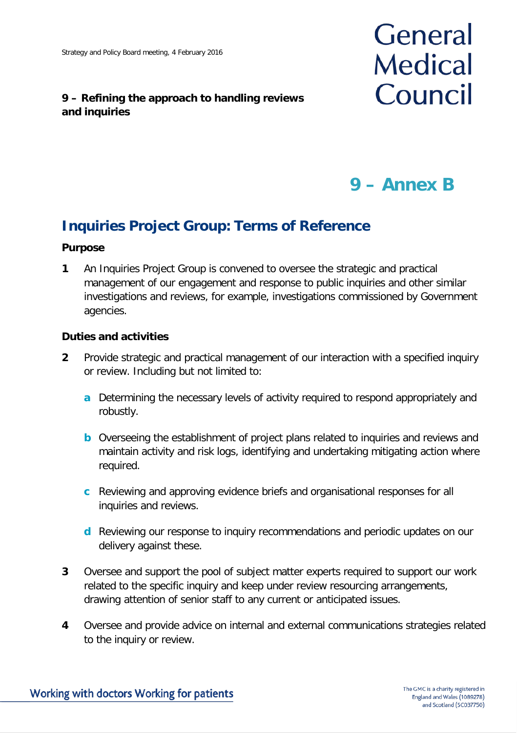**9 – Refining the approach to handling reviews and inquiries**

# 9 – Annex B

## Inquiries Project Group: Terms of Reference

### Purpose

1 An Inquiries Project Group is convened to oversee the strategic and practical management of our engagement and response to public inquiries and other similar investigations and reviews, for example, investigations commissioned by Government agencies.

### Duties and activities

2 Provide strategic and practical management of our interaction with a specified inquiry or review. Including but not limited to:

   a Determining the necessary levels of activity required to respond appropriately and robustly.

   b Overseeing the establishment of project plans related to inquiries and reviews and maintain activity and risk logs, identifying and undertaking mitigating action where required.

   c Reviewing and approving evidence briefs and organisational responses for all inquiries and reviews.

   d Reviewing our response to inquiry recommendations and periodic updates on our delivery against these.

3 Oversee and support the pool of subject matter experts required to support our work related to the specific inquiry and keep under review resourcing arrangements, drawing attention of senior staff to any current or anticipated issues.

4 Oversee and provide advice on internal and external communications strategies related to the inquiry or review.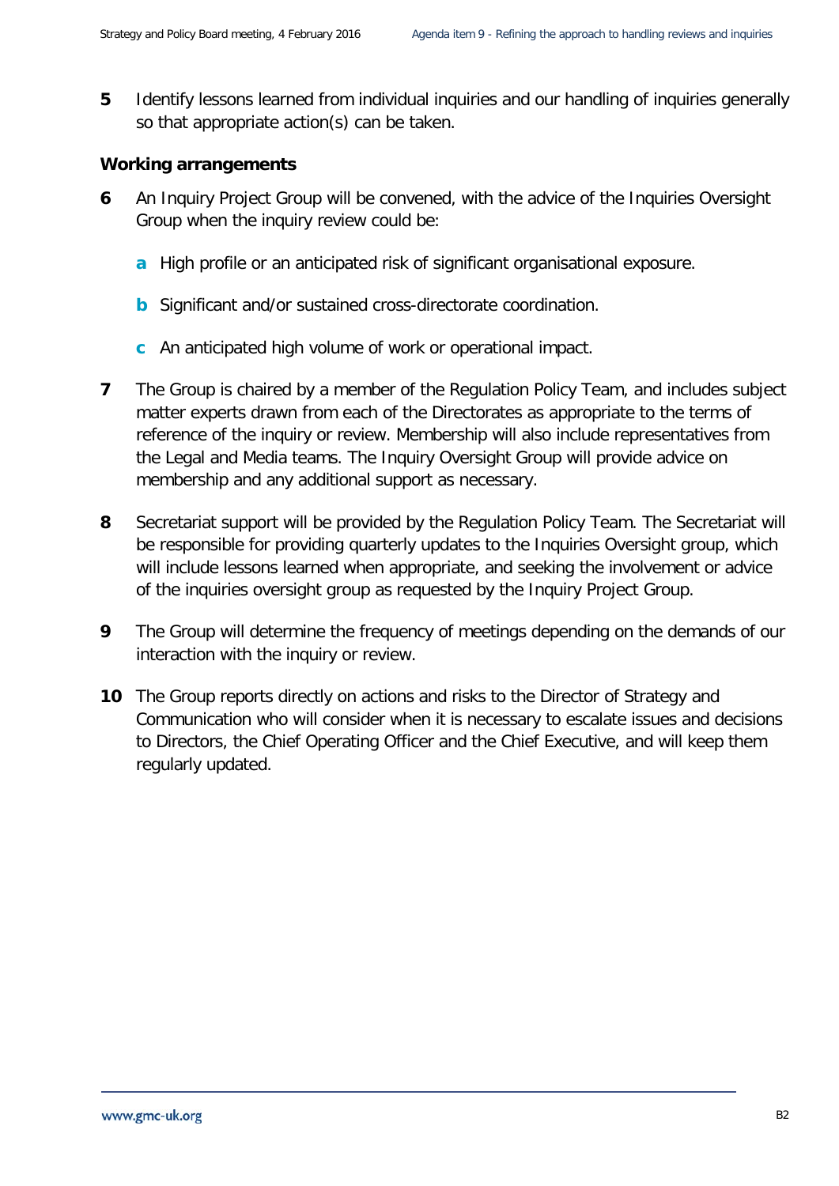5 Identify lessons learned from individual inquiries and our handling of inquiries generally so that appropriate action(s) can be taken.

**Working arrangements**

6 An Inquiry Project Group will be convened, with the advice of the Inquiries Oversight Group when the inquiry review could be:

  a High profile or an anticipated risk of significant organisational exposure.

  b Significant and/or sustained cross-directorate coordination.

  c An anticipated high volume of work or operational impact.

7 The Group is chaired by a member of the Regulation Policy Team, and includes subject matter experts drawn from each of the Directorates as appropriate to the terms of reference of the inquiry or review. Membership will also include representatives from the Legal and Media teams. The Inquiry Oversight Group will provide advice on membership and any additional support as necessary.

8 Secretariat support will be provided by the Regulation Policy Team. The Secretariat will be responsible for providing quarterly updates to the Inquiries Oversight group, which will include lessons learned when appropriate, and seeking the involvement or advice of the inquiries oversight group as requested by the Inquiry Project Group.

9 The Group will determine the frequency of meetings depending on the demands of our interaction with the inquiry or review.

10 The Group reports directly on actions and risks to the Director of Strategy and Communication who will consider when it is necessary to escalate issues and decisions to Directors, the Chief Operating Officer and the Chief Executive, and will keep them regularly updated.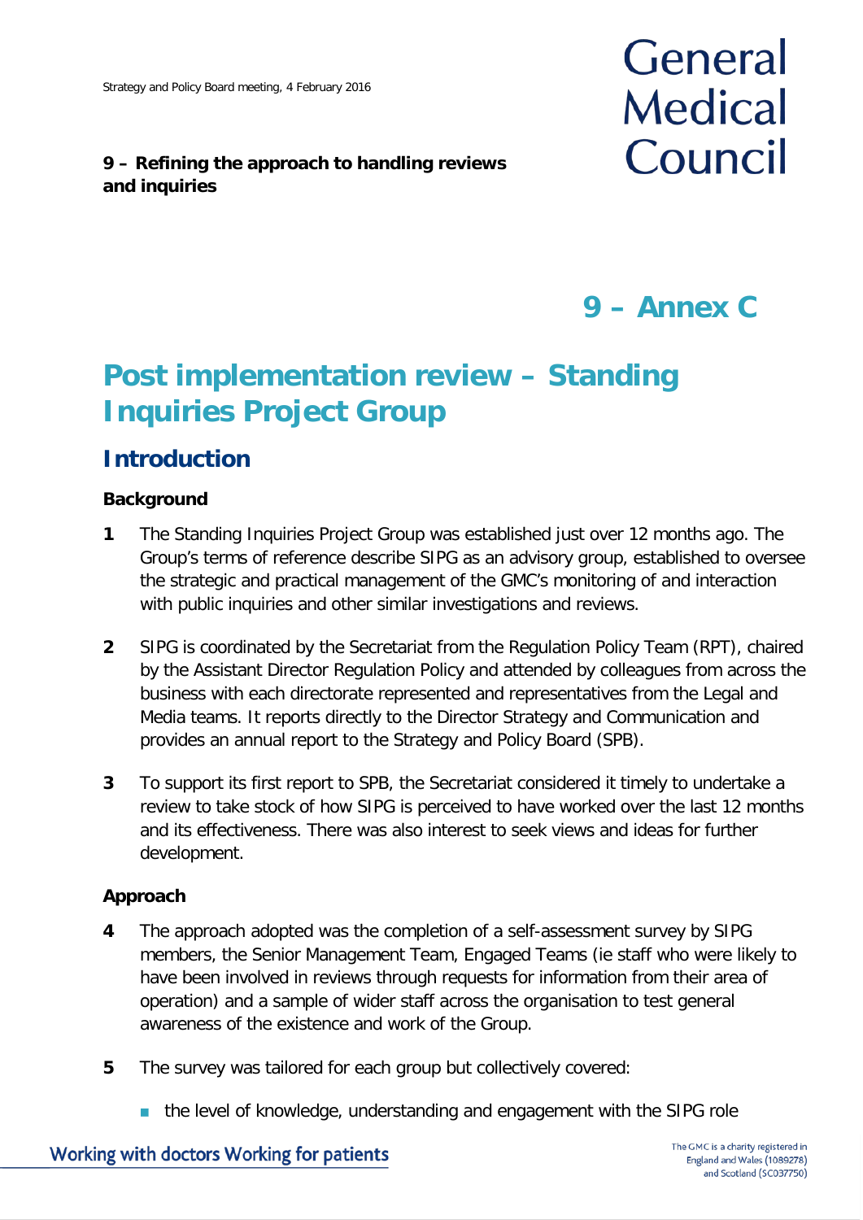9 – Refining the approach to handling reviews and inquiries

# 9 – Annex C

# Post implementation review – Standing Inquiries Project Group

## Introduction

### Background

**1** The Standing Inquiries Project Group was established just over 12 months ago. The Group's terms of reference describe SIPG as an advisory group, established to oversee the strategic and practical management of the GMC's monitoring of and interaction with public inquiries and other similar investigations and reviews.

**2** SIPG is coordinated by the Secretariat from the Regulation Policy Team (RPT), chaired by the Assistant Director Regulation Policy and attended by colleagues from across the business with each directorate represented and representatives from the Legal and Media teams. It reports directly to the Director Strategy and Communication and provides an annual report to the Strategy and Policy Board (SPB).

**3** To support its first report to SPB, the Secretariat considered it timely to undertake a review to take stock of how SIPG is perceived to have worked over the last 12 months and its effectiveness. There was also interest to seek views and ideas for further development.

### Approach

**4** The approach adopted was the completion of a self-assessment survey by SIPG members, the Senior Management Team, Engaged Teams (ie staff who were likely to have been involved in reviews through requests for information from their area of operation) and a sample of wider staff across the organisation to test general awareness of the existence and work of the Group.

**5** The survey was tailored for each group but collectively covered:

- the level of knowledge, understanding and engagement with the SIPG role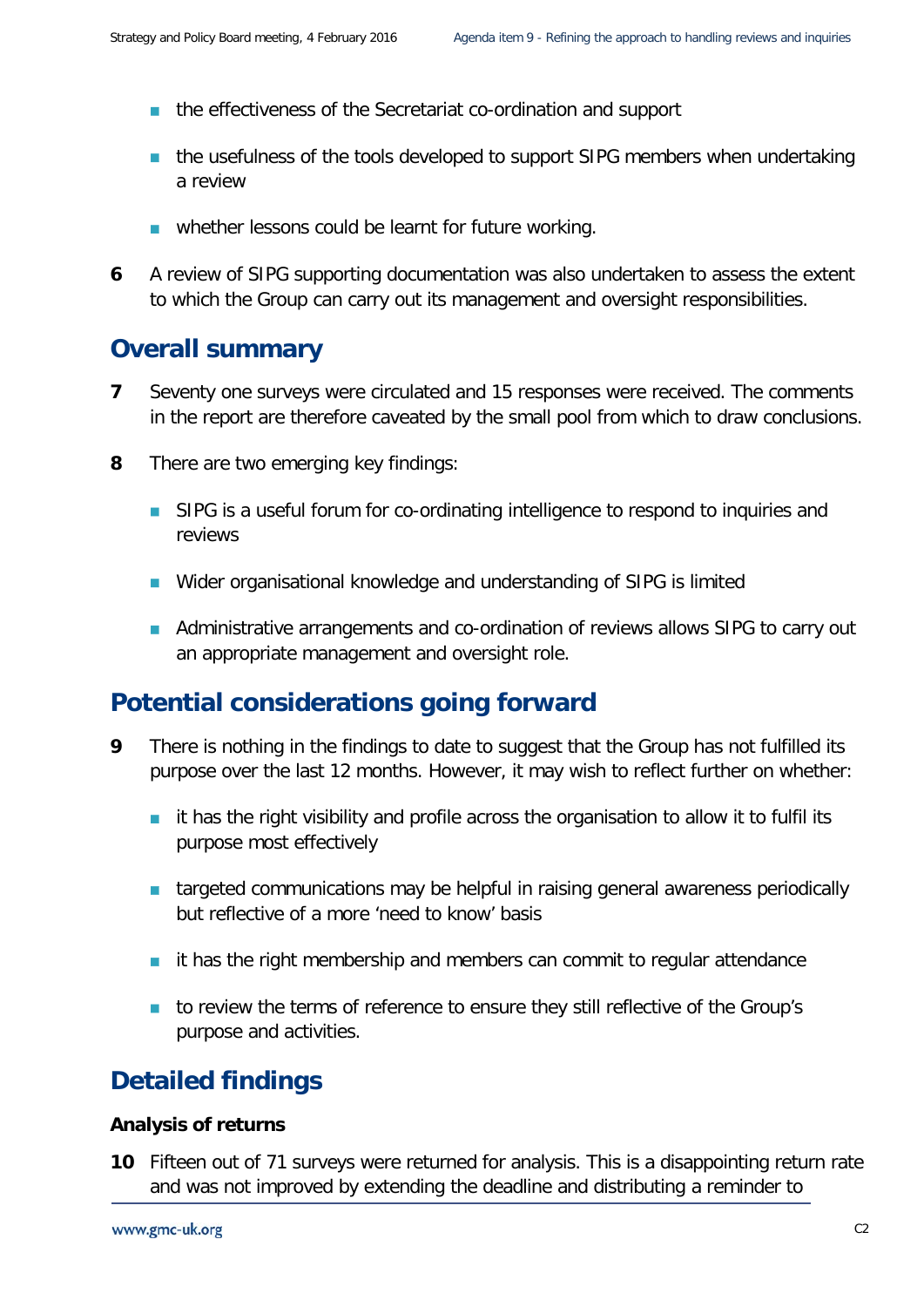- the effectiveness of the Secretariat co-ordination and support
- the usefulness of the tools developed to support SIPG members when undertaking a review
- whether lessons could be learnt for future working.

**6** A review of SIPG supporting documentation was also undertaken to assess the extent to which the Group can carry out its management and oversight responsibilities.

## Overall summary

**7** Seventy one surveys were circulated and 15 responses were received. The comments in the report are therefore caveated by the small pool from which to draw conclusions.

**8** There are two emerging key findings:

- SIPG is a useful forum for co-ordinating intelligence to respond to inquiries and reviews
- Wider organisational knowledge and understanding of SIPG is limited
- Administrative arrangements and co-ordination of reviews allows SIPG to carry out an appropriate management and oversight role.

## Potential considerations going forward

**9** There is nothing in the findings to date to suggest that the Group has not fulfilled its purpose over the last 12 months. However, it may wish to reflect further on whether:

- it has the right visibility and profile across the organisation to allow it to fulfil its purpose most effectively
- targeted communications may be helpful in raising general awareness periodically but reflective of a more 'need to know' basis
- it has the right membership and members can commit to regular attendance
- to review the terms of reference to ensure they still reflective of the Group's purpose and activities.

## Detailed findings

**Analysis of returns**

**10** Fifteen out of 71 surveys were returned for analysis. This is a disappointing return rate and was not improved by extending the deadline and distributing a reminder to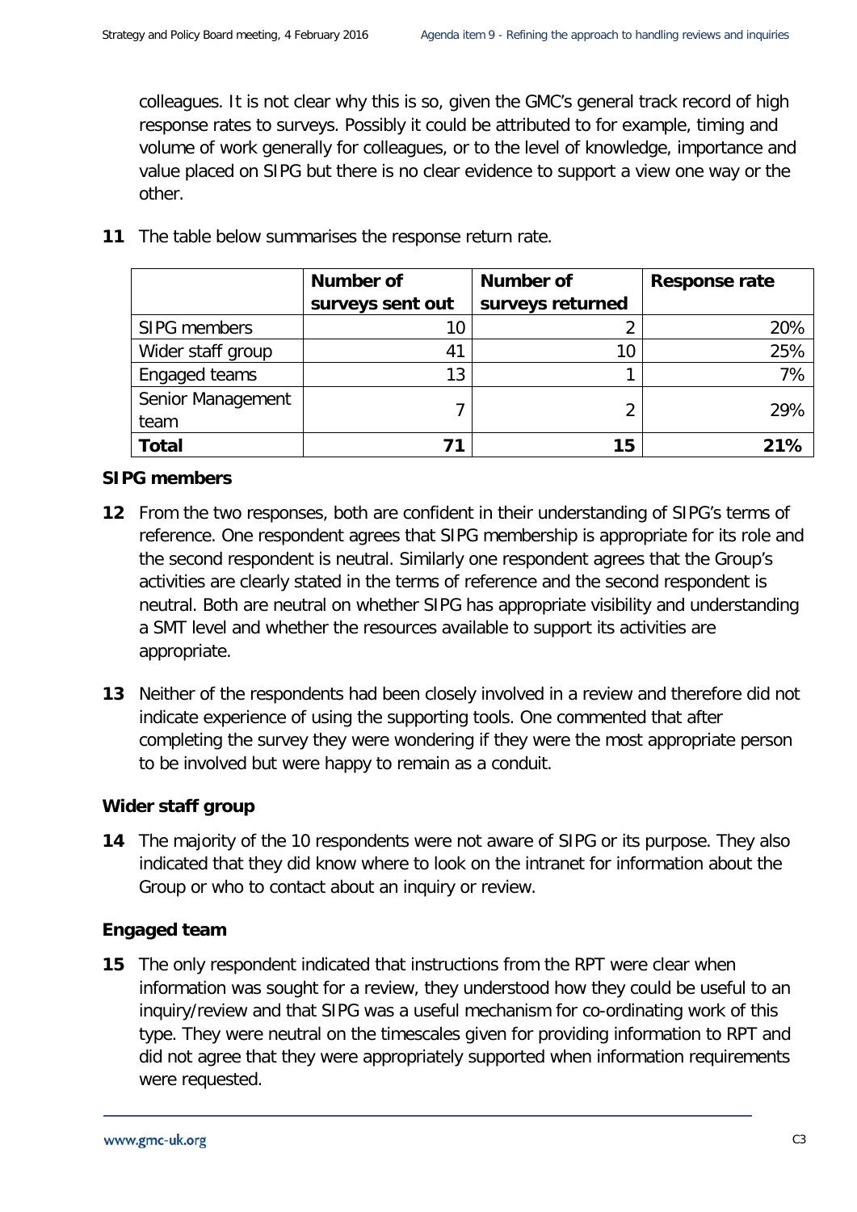colleagues. It is not clear why this is so, given the GMC's general track record of high response rates to surveys. Possibly it could be attributed to for example, timing and volume of work generally for colleagues, or to the level of knowledge, importance and value placed on SIPG but there is no clear evidence to support a view one way or the other.

**11** The table below summarises the response return rate.

| | Number of surveys sent out | Number of surveys returned | Response rate |
|---|---|---|---|
| SIPG members | 10 | 2 | 20% |
| Wider staff group | 41 | 10 | 25% |
| Engaged teams | 13 | 1 | 7% |
| Senior Management team | 7 | 2 | 29% |
| **Total** | **71** | **15** | **21%** |

**SIPG members**

**12** From the two responses, both are confident in their understanding of SIPG's terms of reference. One respondent agrees that SIPG membership is appropriate for its role and the second respondent is neutral. Similarly one respondent agrees that the Group's activities are clearly stated in the terms of reference and the second respondent is neutral. Both are neutral on whether SIPG has appropriate visibility and understanding a SMT level and whether the resources available to support its activities are appropriate.

**13** Neither of the respondents had been closely involved in a review and therefore did not indicate experience of using the supporting tools. One commented that after completing the survey they were wondering if they were the most appropriate person to be involved but were happy to remain as a conduit.

**Wider staff group**

**14** The majority of the 10 respondents were not aware of SIPG or its purpose. They also indicated that they did know where to look on the intranet for information about the Group or who to contact about an inquiry or review.

**Engaged team**

**15** The only respondent indicated that instructions from the RPT were clear when information was sought for a review, they understood how they could be useful to an inquiry/review and that SIPG was a useful mechanism for co-ordinating work of this type. They were neutral on the timescales given for providing information to RPT and did not agree that they were appropriately supported when information requirements were requested.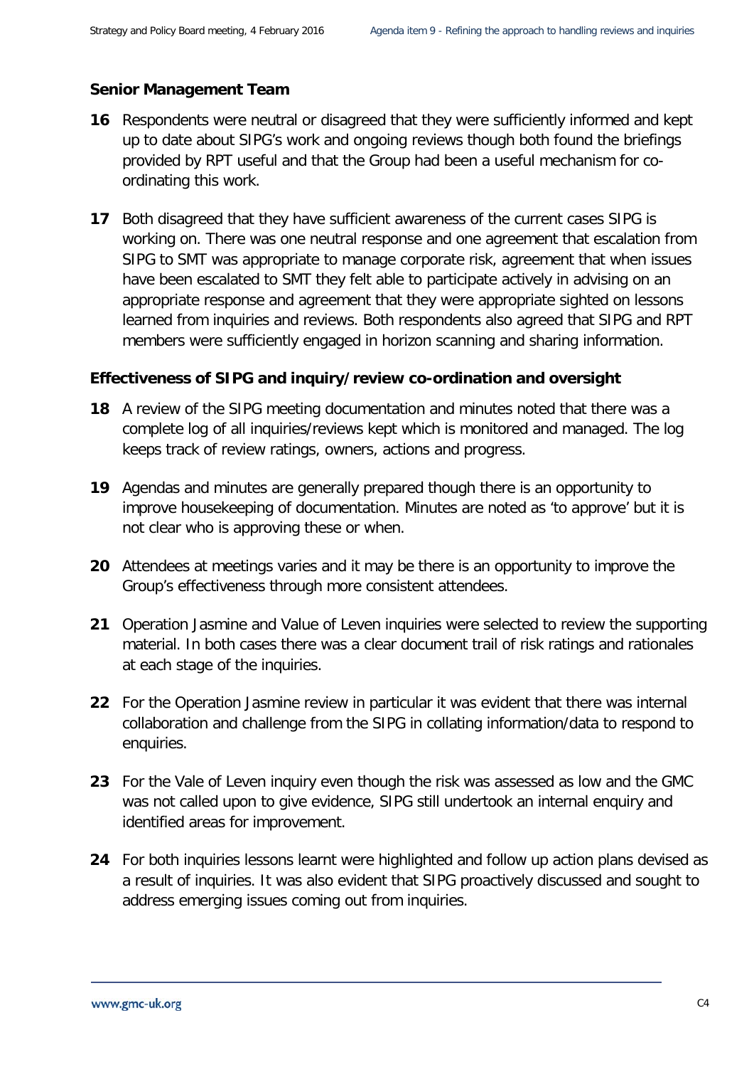### Senior Management Team

**16** Respondents were neutral or disagreed that they were sufficiently informed and kept up to date about SIPG's work and ongoing reviews though both found the briefings provided by RPT useful and that the Group had been a useful mechanism for co-ordinating this work.

**17** Both disagreed that they have sufficient awareness of the current cases SIPG is working on. There was one neutral response and one agreement that escalation from SIPG to SMT was appropriate to manage corporate risk, agreement that when issues have been escalated to SMT they felt able to participate actively in advising on an appropriate response and agreement that they were appropriate sighted on lessons learned from inquiries and reviews. Both respondents also agreed that SIPG and RPT members were sufficiently engaged in horizon scanning and sharing information.

### Effectiveness of SIPG and inquiry/review co-ordination and oversight

**18** A review of the SIPG meeting documentation and minutes noted that there was a complete log of all inquiries/reviews kept which is monitored and managed. The log keeps track of review ratings, owners, actions and progress.

**19** Agendas and minutes are generally prepared though there is an opportunity to improve housekeeping of documentation. Minutes are noted as 'to approve' but it is not clear who is approving these or when.

**20** Attendees at meetings varies and it may be there is an opportunity to improve the Group's effectiveness through more consistent attendees.

**21** Operation Jasmine and Value of Leven inquiries were selected to review the supporting material. In both cases there was a clear document trail of risk ratings and rationales at each stage of the inquiries.

**22** For the Operation Jasmine review in particular it was evident that there was internal collaboration and challenge from the SIPG in collating information/data to respond to enquiries.

**23** For the Vale of Leven inquiry even though the risk was assessed as low and the GMC was not called upon to give evidence, SIPG still undertook an internal enquiry and identified areas for improvement.

**24** For both inquiries lessons learnt were highlighted and follow up action plans devised as a result of inquiries. It was also evident that SIPG proactively discussed and sought to address emerging issues coming out from inquiries.